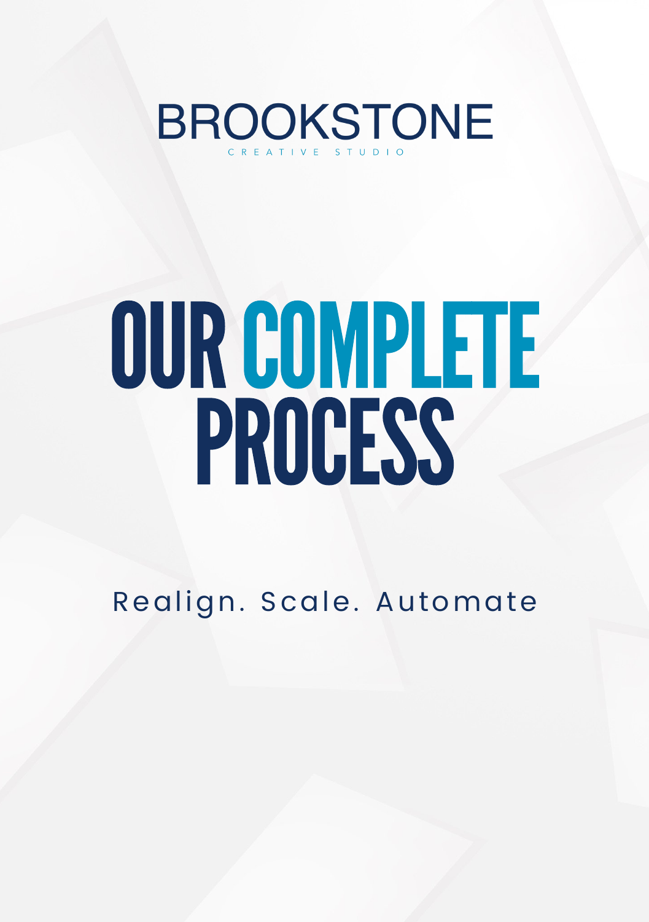BROOKSTONE

CREATIVE STUDIO

# OUR COMPLETE PROCESS

Realign. Scale. Automate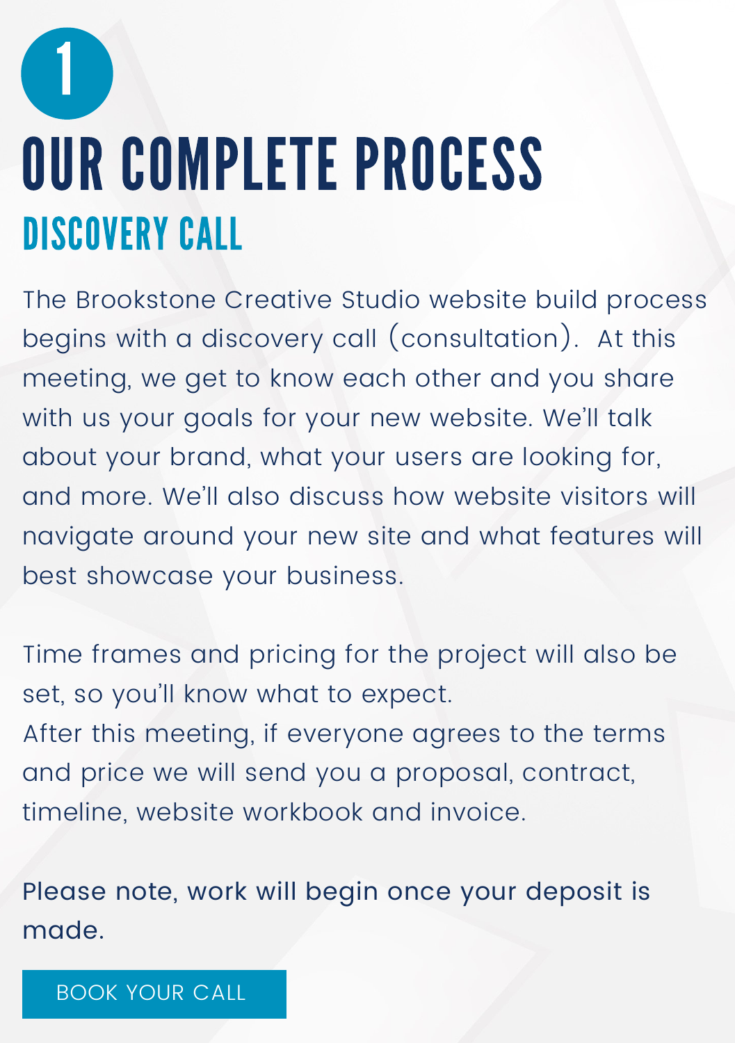1

# OUR COMPLETE PROCESS

## DISCOVERY CALL

The Brookstone Creative Studio website build process begins with a discovery call (consultation). At this meeting, we get to know each other and you share with us your goals for your new website. We'll talk about your brand, what your users are looking for, and more. We'll also discuss how website visitors will navigate around your new site and what features will best showcase your business.

Time frames and pricing for the project will also be set, so you'll know what to expect.
After this meeting, if everyone agrees to the terms and price we will send you a proposal, contract, timeline, website workbook and invoice.

Please note, work will begin once your deposit is made.

BOOK YOUR CALL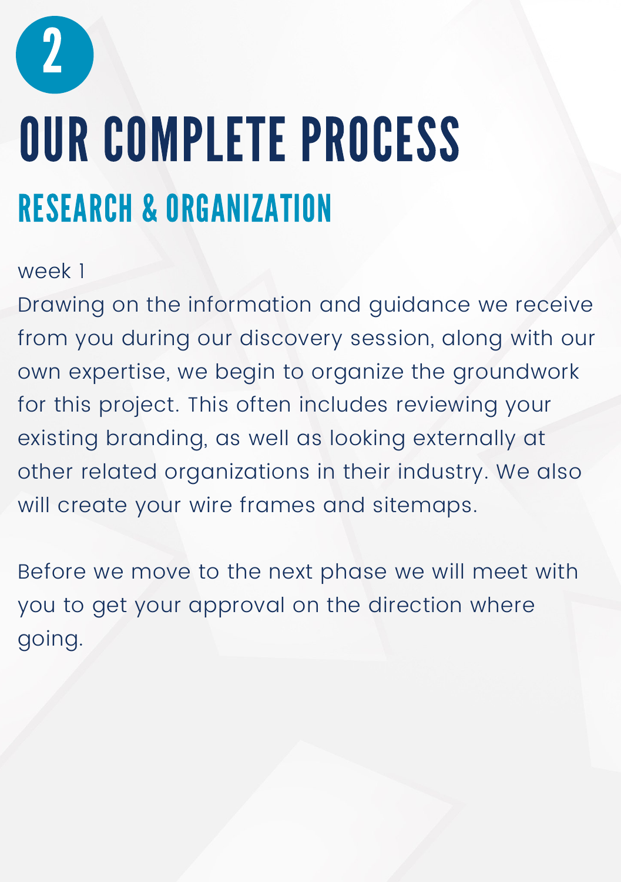2

# OUR COMPLETE PROCESS

## RESEARCH & ORGANIZATION

week 1

Drawing on the information and guidance we receive from you during our discovery session, along with our own expertise, we begin to organize the groundwork for this project. This often includes reviewing your existing branding, as well as looking externally at other related organizations in their industry. We also will create your wire frames and sitemaps.

Before we move to the next phase we will meet with you to get your approval on the direction where going.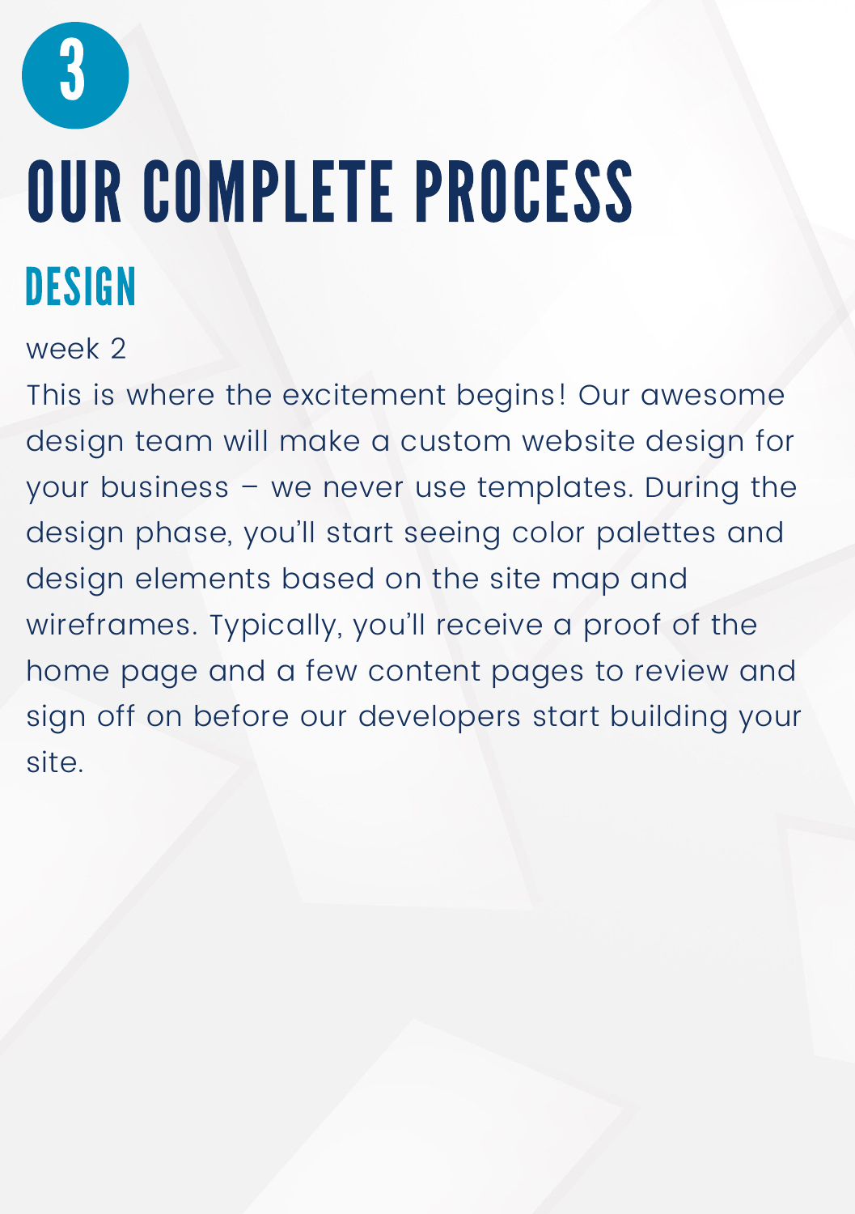3

# OUR COMPLETE PROCESS

## DESIGN

week 2

This is where the excitement begins! Our awesome design team will make a custom website design for your business – we never use templates. During the design phase, you'll start seeing color palettes and design elements based on the site map and wireframes. Typically, you'll receive a proof of the home page and a few content pages to review and sign off on before our developers start building your site.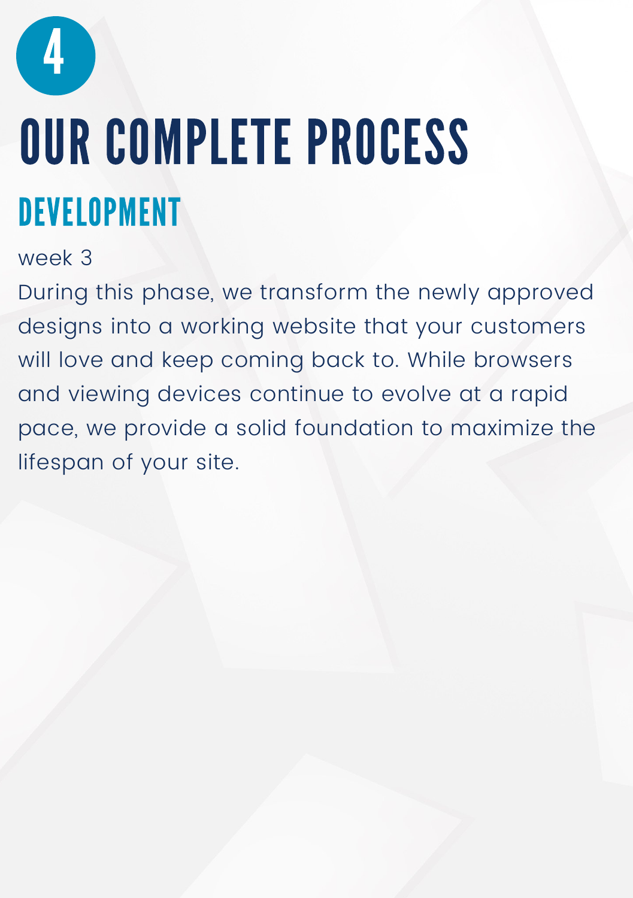4

# OUR COMPLETE PROCESS

## DEVELOPMENT

week 3

During this phase, we transform the newly approved designs into a working website that your customers will love and keep coming back to. While browsers and viewing devices continue to evolve at a rapid pace, we provide a solid foundation to maximize the lifespan of your site.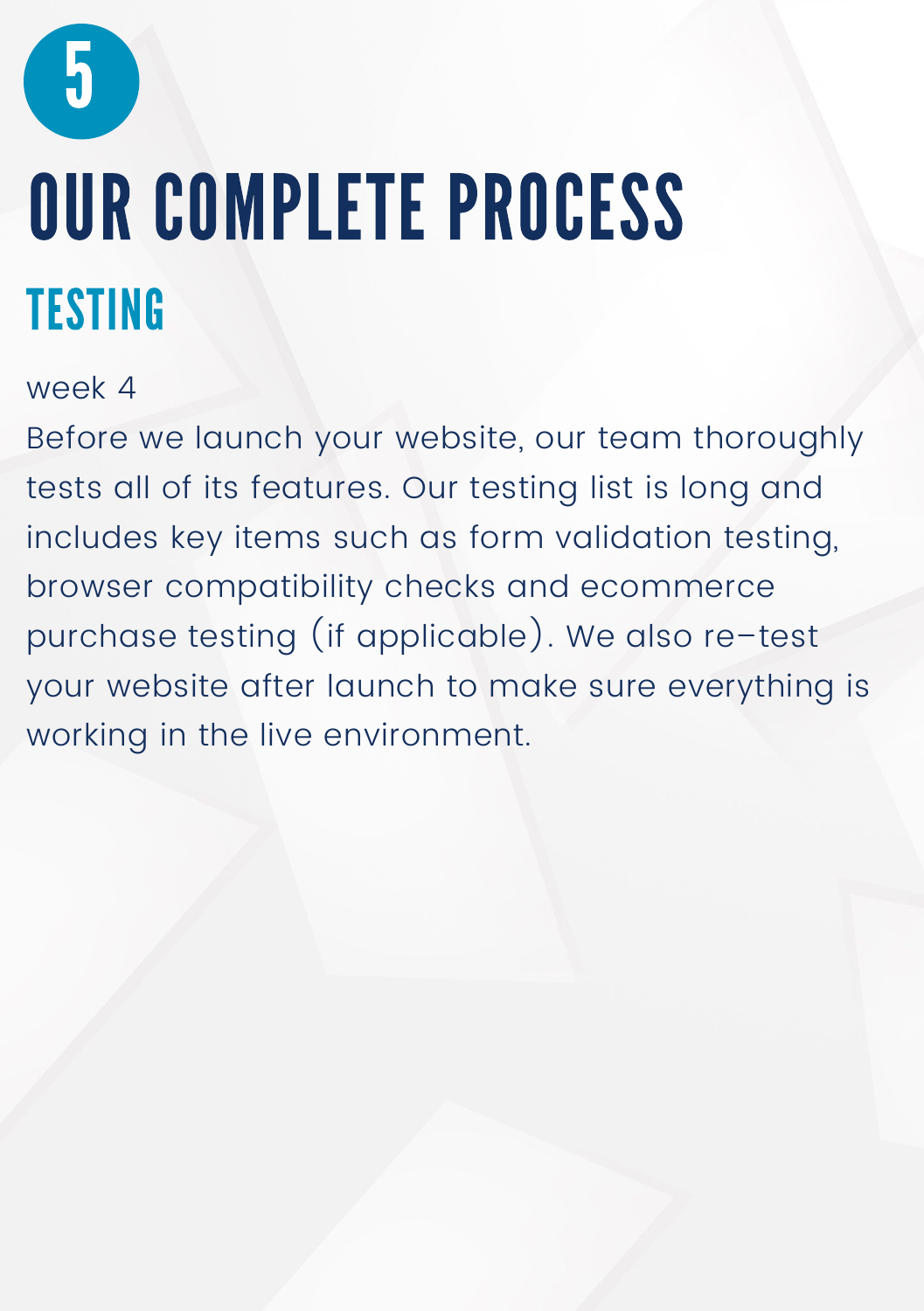5

# OUR COMPLETE PROCESS

## TESTING

week 4

Before we launch your website, our team thoroughly tests all of its features. Our testing list is long and includes key items such as form validation testing, browser compatibility checks and ecommerce purchase testing (if applicable). We also re-test your website after launch to make sure everything is working in the live environment.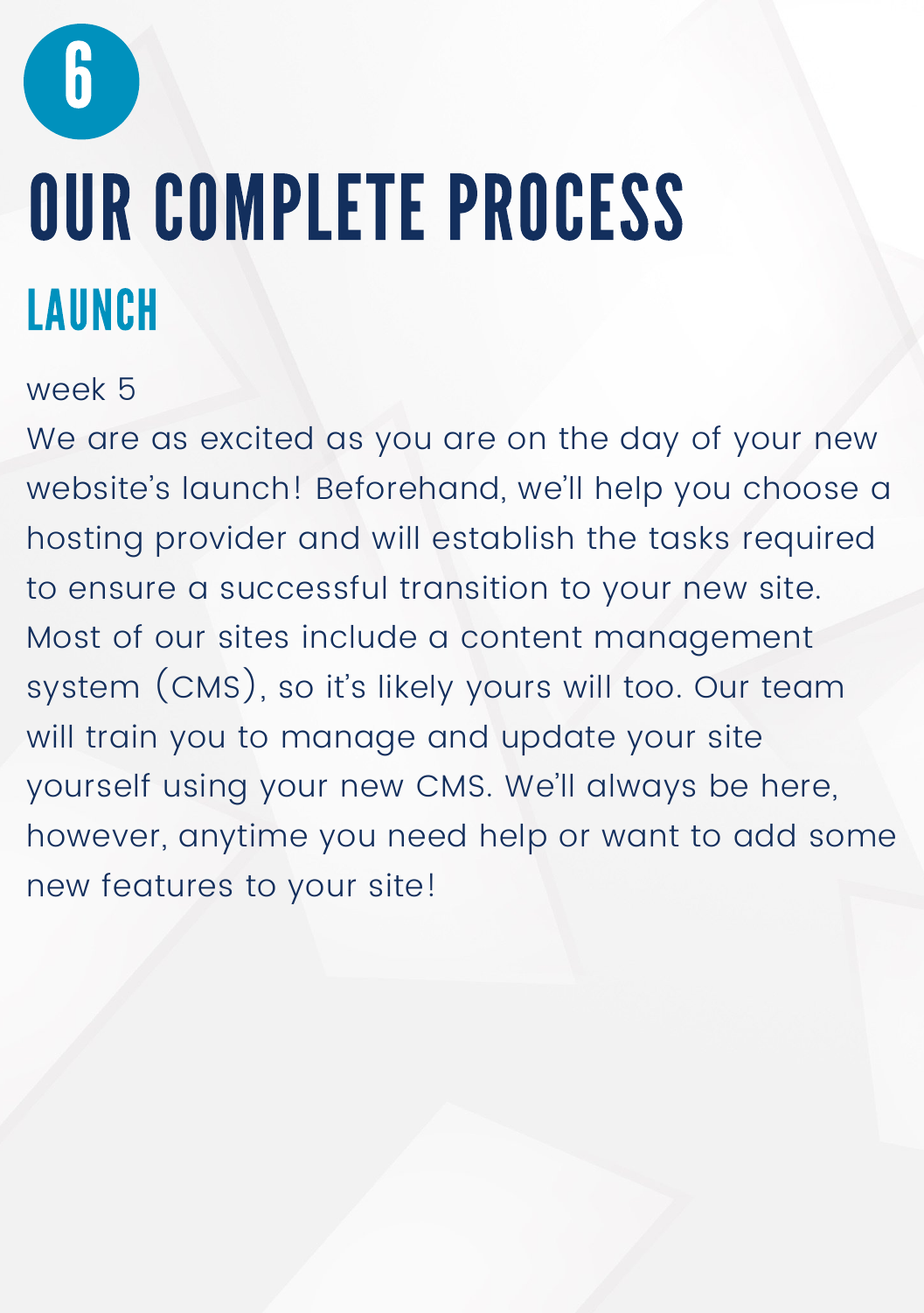6

# OUR COMPLETE PROCESS

## LAUNCH

week 5

We are as excited as you are on the day of your new website's launch! Beforehand, we'll help you choose a hosting provider and will establish the tasks required to ensure a successful transition to your new site. Most of our sites include a content management system (CMS), so it's likely yours will too. Our team will train you to manage and update your site yourself using your new CMS. We'll always be here, however, anytime you need help or want to add some new features to your site!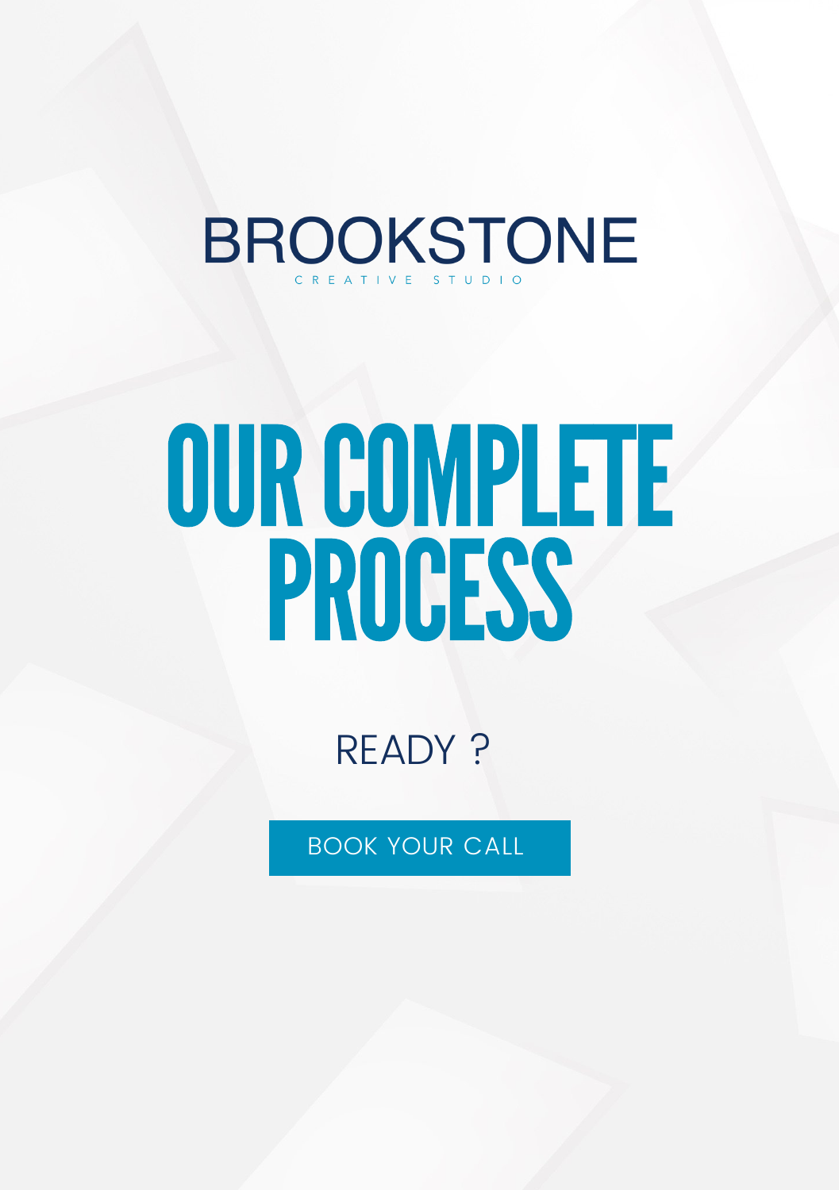BROOKSTONE

CREATIVE STUDIO

# OUR COMPLETE PROCESS

READY ?

BOOK YOUR CALL